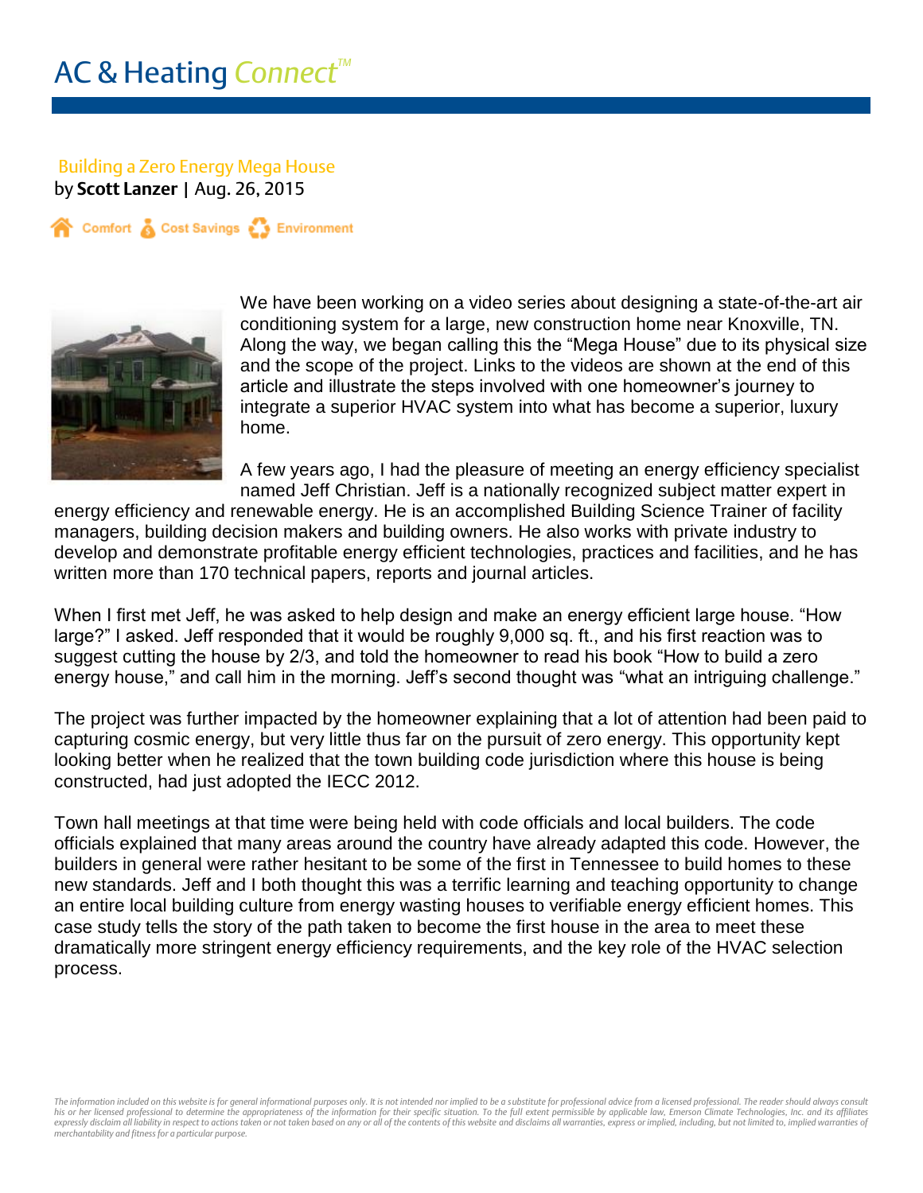# AC & Heating Connect™

## Building a Zero Energy Mega House

by **Scott Lanzer** | Aug. 26, 2015

Comfort Cost Savings Environment

We have been working on a video series about designing a state-of-the-art air conditioning system for a large, new construction home near Knoxville, TN. Along the way, we began calling this the "Mega House" due to its physical size and the scope of the project. Links to the videos are shown at the end of this article and illustrate the steps involved with one homeowner's journey to integrate a superior HVAC system into what has become a superior, luxury home.

A few years ago, I had the pleasure of meeting an energy efficiency specialist named Jeff Christian. Jeff is a nationally recognized subject matter expert in energy efficiency and renewable energy. He is an accomplished Building Science Trainer of facility managers, building decision makers and building owners. He also works with private industry to develop and demonstrate profitable energy efficient technologies, practices and facilities, and he has written more than 170 technical papers, reports and journal articles.

When I first met Jeff, he was asked to help design and make an energy efficient large house. "How large?" I asked. Jeff responded that it would be roughly 9,000 sq. ft., and his first reaction was to suggest cutting the house by 2/3, and told the homeowner to read his book "How to build a zero energy house," and call him in the morning. Jeff's second thought was "what an intriguing challenge."

The project was further impacted by the homeowner explaining that a lot of attention had been paid to capturing cosmic energy, but very little thus far on the pursuit of zero energy. This opportunity kept looking better when he realized that the town building code jurisdiction where this house is being constructed, had just adopted the IECC 2012.

Town hall meetings at that time were being held with code officials and local builders. The code officials explained that many areas around the country have already adapted this code. However, the builders in general were rather hesitant to be some of the first in Tennessee to build homes to these new standards. Jeff and I both thought this was a terrific learning and teaching opportunity to change an entire local building culture from energy wasting houses to verifiable energy efficient homes. This case study tells the story of the path taken to become the first house in the area to meet these dramatically more stringent energy efficiency requirements, and the key role of the HVAC selection process.

*The information included on this website is for general informational purposes only. It is not intended nor implied to be a substitute for professional advice from a licensed professional. The reader should always consult his or her licensed professional to determine the appropriateness of the information for their specific situation. To the full extent permissible by applicable law, Emerson Climate Technologies, Inc. and its affiliates expressly disclaim all liability in respect to actions taken or not taken based on any or all of the contents of this website and disclaims all warranties, express or implied, including, but not limited to, implied warranties of merchantability and fitness for a particular purpose.*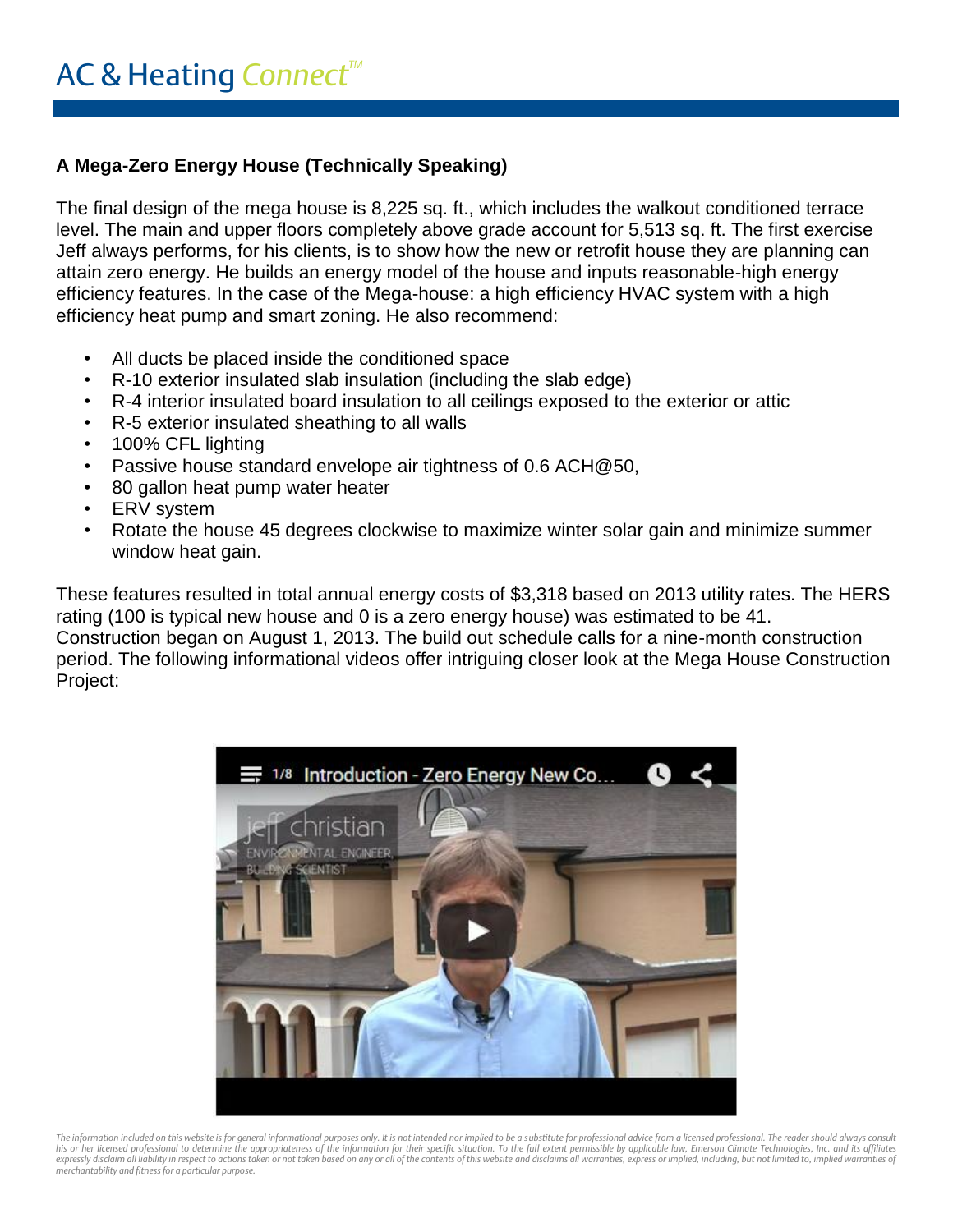### A Mega-Zero Energy House (Technically Speaking)

The final design of the mega house is 8,225 sq. ft., which includes the walkout conditioned terrace level. The main and upper floors completely above grade account for 5,513 sq. ft. The first exercise Jeff always performs, for his clients, is to show how the new or retrofit house they are planning can attain zero energy. He builds an energy model of the house and inputs reasonable-high energy efficiency features. In the case of the Mega-house: a high efficiency HVAC system with a high efficiency heat pump and smart zoning. He also recommend:

- All ducts be placed inside the conditioned space
- R-10 exterior insulated slab insulation (including the slab edge)
- R-4 interior insulated board insulation to all ceilings exposed to the exterior or attic
- R-5 exterior insulated sheathing to all walls
- 100% CFL lighting
- Passive house standard envelope air tightness of 0.6 ACH@50,
- 80 gallon heat pump water heater
- ERV system
- Rotate the house 45 degrees clockwise to maximize winter solar gain and minimize summer window heat gain.

These features resulted in total annual energy costs of $3,318 based on 2013 utility rates. The HERS rating (100 is typical new house and 0 is a zero energy house) was estimated to be 41. Construction began on August 1, 2013. The build out schedule calls for a nine-month construction period. The following informational videos offer intriguing closer look at the Mega House Construction Project:

*The information included on this website is for general informational purposes only. It is not intended nor implied to be a substitute for professional advice from a licensed professional. The reader should always consult his or her licensed professional to determine the appropriateness of the information for their specific situation. To the full extent permissible by applicable law, Emerson Climate Technologies, Inc. and its affiliates expressly disclaim all liability in respect to actions taken or not taken based on any or all of the contents of this website and disclaims all warranties, express or implied, including, but not limited to, implied warranties of merchantability and fitness for a particular purpose.*